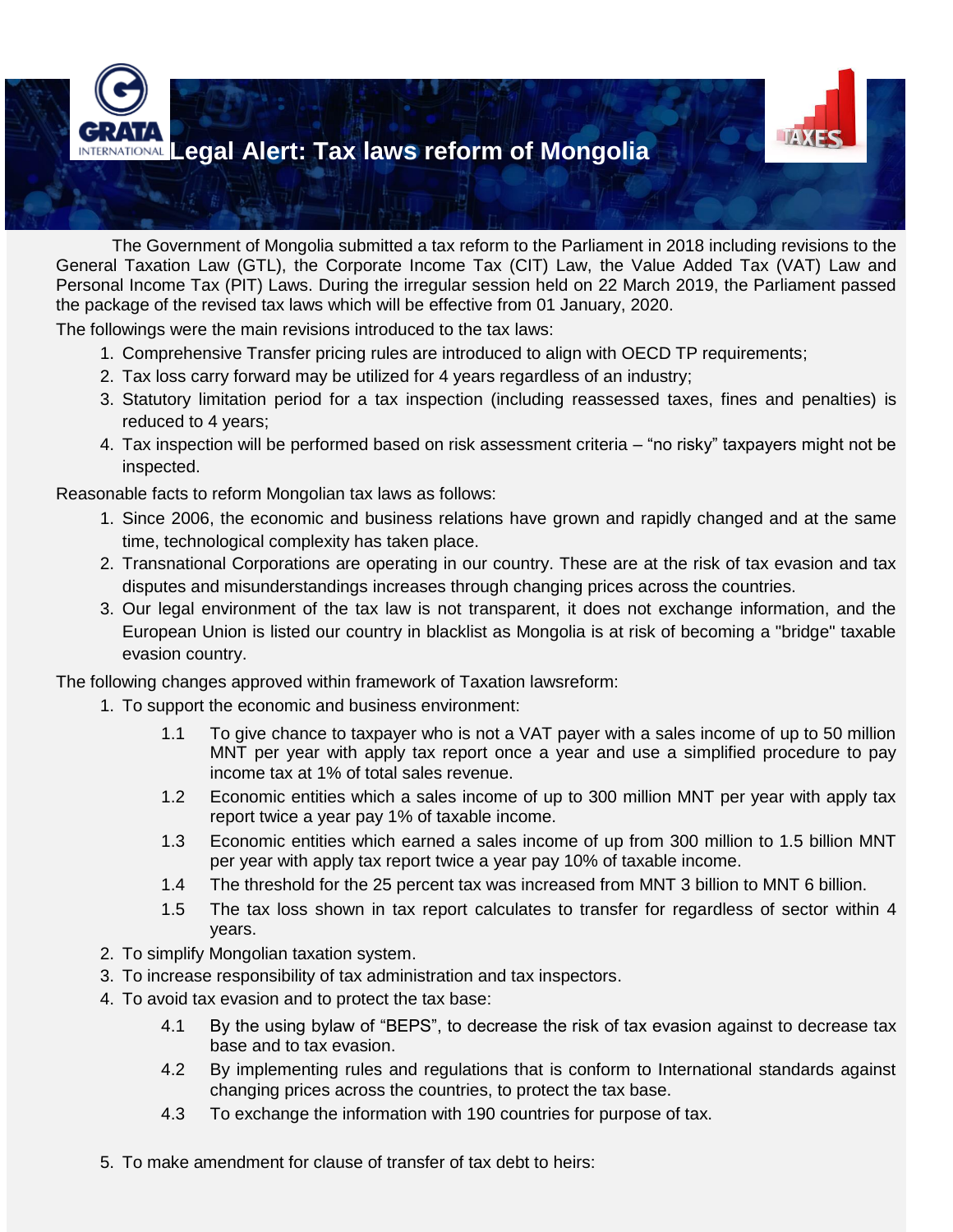# Legal Alert: Tax laws reform of Mongolia

The Government of Mongolia submitted a tax reform to the Parliament in 2018 including revisions to the General Taxation Law (GTL), the Corporate Income Tax (CIT) Law, the Value Added Tax (VAT) Law and Personal Income Tax (PIT) Laws. During the irregular session held on 22 March 2019, the Parliament passed the package of the revised tax laws which will be effective from 01 January, 2020.

The followings were the main revisions introduced to the tax laws:

1. Comprehensive Transfer pricing rules are introduced to align with OECD TP requirements;
2. Tax loss carry forward may be utilized for 4 years regardless of an industry;
3. Statutory limitation period for a tax inspection (including reassessed taxes, fines and penalties) is reduced to 4 years;
4. Tax inspection will be performed based on risk assessment criteria – "no risky" taxpayers might not be inspected.

Reasonable facts to reform Mongolian tax laws as follows:

1. Since 2006, the economic and business relations have grown and rapidly changed and at the same time, technological complexity has taken place.
2. Transnational Corporations are operating in our country. These are at the risk of tax evasion and tax disputes and misunderstandings increases through changing prices across the countries.
3. Our legal environment of the tax law is not transparent, it does not exchange information, and the European Union is listed our country in blacklist as Mongolia is at risk of becoming a "bridge" taxable evasion country.

The following changes approved within framework of Taxation lawsreform:

1. To support the economic and business environment:
   - 1.1 To give chance to taxpayer who is not a VAT payer with a sales income of up to 50 million MNT per year with apply tax report once a year and use a simplified procedure to pay income tax at 1% of total sales revenue.
   - 1.2 Economic entities which a sales income of up to 300 million MNT per year with apply tax report twice a year pay 1% of taxable income.
   - 1.3 Economic entities which earned a sales income of up from 300 million to 1.5 billion MNT per year with apply tax report twice a year pay 10% of taxable income.
   - 1.4 The threshold for the 25 percent tax was increased from MNT 3 billion to MNT 6 billion.
   - 1.5 The tax loss shown in tax report calculates to transfer for regardless of sector within 4 years.
2. To simplify Mongolian taxation system.
3. To increase responsibility of tax administration and tax inspectors.
4. To avoid tax evasion and to protect the tax base:
   - 4.1 By the using bylaw of "BEPS", to decrease the risk of tax evasion against to decrease tax base and to tax evasion.
   - 4.2 By implementing rules and regulations that is conform to International standards against changing prices across the countries, to protect the tax base.
   - 4.3 To exchange the information with 190 countries for purpose of tax.
5. To make amendment for clause of transfer of tax debt to heirs: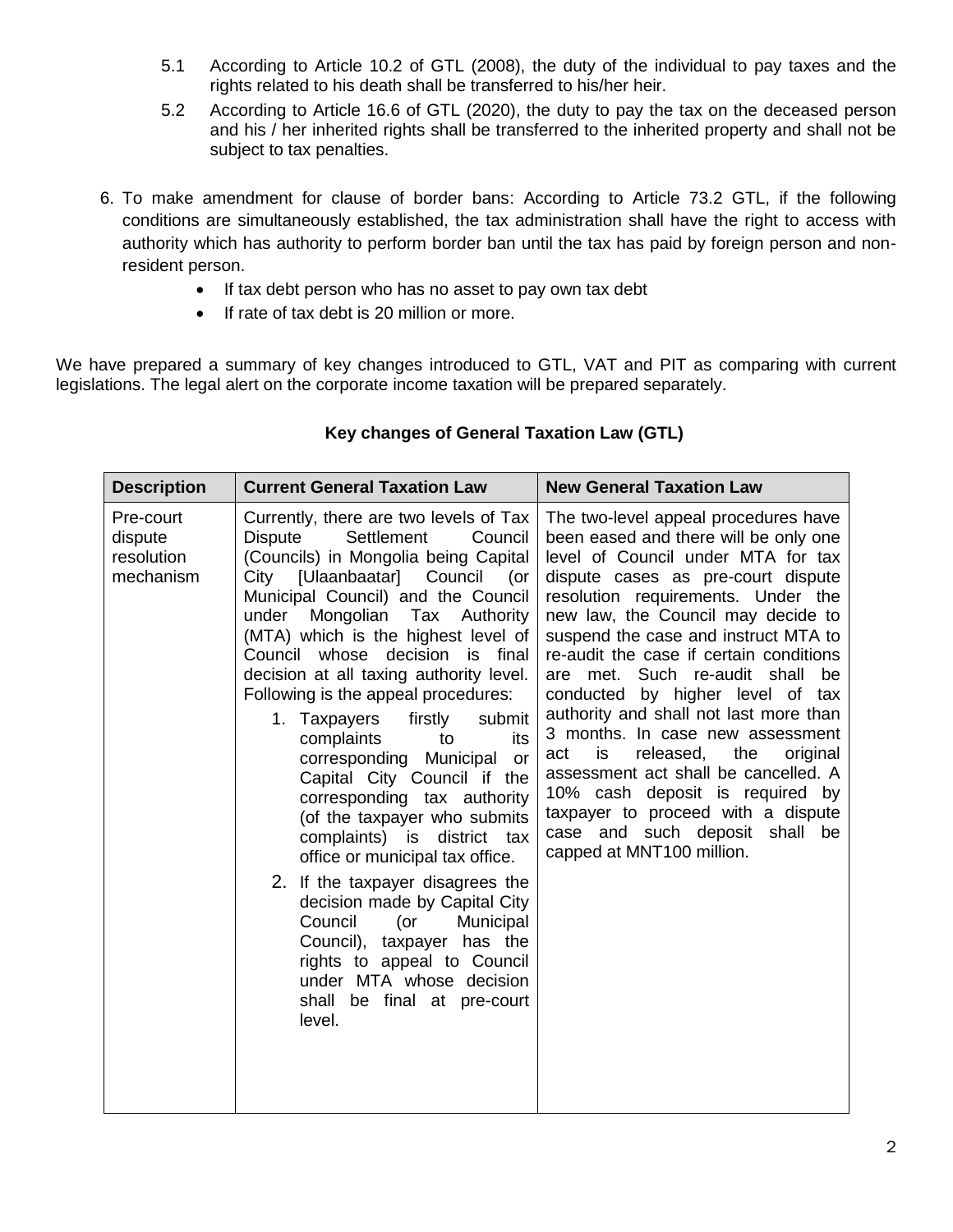5.1 According to Article 10.2 of GTL (2008), the duty of the individual to pay taxes and the rights related to his death shall be transferred to his/her heir.

5.2 According to Article 16.6 of GTL (2020), the duty to pay the tax on the deceased person and his / her inherited rights shall be transferred to the inherited property and shall not be subject to tax penalties.

6. To make amendment for clause of border bans: According to Article 73.2 GTL, if the following conditions are simultaneously established, the tax administration shall have the right to access with authority which has authority to perform border ban until the tax has paid by foreign person and non-resident person.
   - If tax debt person who has no asset to pay own tax debt
   - If rate of tax debt is 20 million or more.

We have prepared a summary of key changes introduced to GTL, VAT and PIT as comparing with current legislations. The legal alert on the corporate income taxation will be prepared separately.

**Key changes of General Taxation Law (GTL)**

| Description | Current General Taxation Law | New General Taxation Law |
|---|---|---|
| Pre-court dispute resolution mechanism | Currently, there are two levels of Tax Dispute Settlement Council (Councils) in Mongolia being Capital City [Ulaanbaatar] Council (or Municipal Council) and the Council under Mongolian Tax Authority (MTA) which is the highest level of Council whose decision is final decision at all taxing authority level. Following is the appeal procedures:<br>1. Taxpayers firstly submit complaints to its corresponding Municipal or Capital City Council if the corresponding tax authority (of the taxpayer who submits complaints) is district tax office or municipal tax office.<br>2. If the taxpayer disagrees the decision made by Capital City Council (or Municipal Council), taxpayer has the rights to appeal to Council under MTA whose decision shall be final at pre-court level. | The two-level appeal procedures have been eased and there will be only one level of Council under MTA for tax dispute cases as pre-court dispute resolution requirements. Under the new law, the Council may decide to suspend the case and instruct MTA to re-audit the case if certain conditions are met. Such re-audit shall be conducted by higher level of tax authority and shall not last more than 3 months. In case new assessment act is released, the original assessment act shall be cancelled. A 10% cash deposit is required by taxpayer to proceed with a dispute case and such deposit shall be capped at MNT100 million. |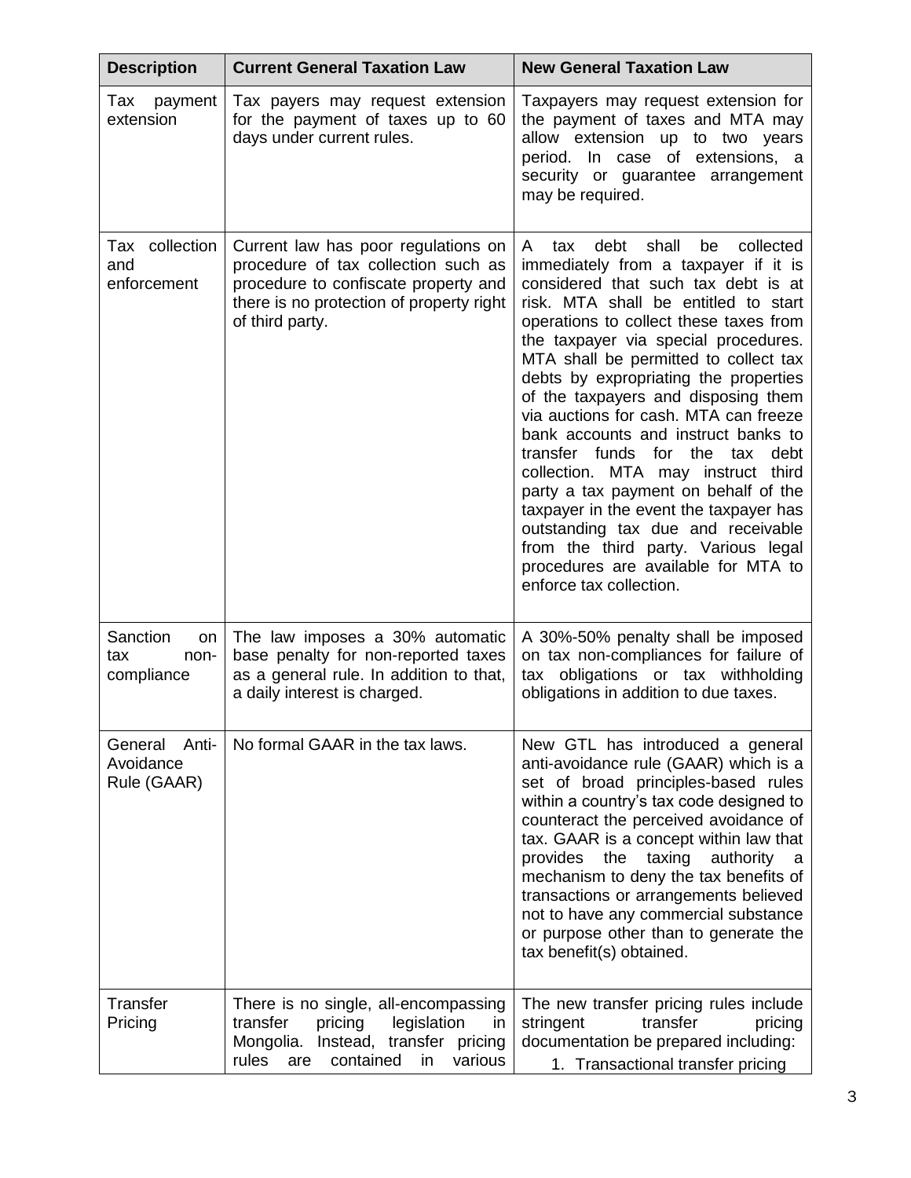| Description | Current General Taxation Law | New General Taxation Law |
| --- | --- | --- |
| Tax payment extension | Tax payers may request extension for the payment of taxes up to 60 days under current rules. | Taxpayers may request extension for the payment of taxes and MTA may allow extension up to two years period. In case of extensions, a security or guarantee arrangement may be required. |
| Tax collection and enforcement | Current law has poor regulations on procedure of tax collection such as procedure to confiscate property and there is no protection of property right of third party. | A tax debt shall be collected immediately from a taxpayer if it is considered that such tax debt is at risk. MTA shall be entitled to start operations to collect these taxes from the taxpayer via special procedures. MTA shall be permitted to collect tax debts by expropriating the properties of the taxpayers and disposing them via auctions for cash. MTA can freeze bank accounts and instruct banks to transfer funds for the tax debt collection. MTA may instruct third party a tax payment on behalf of the taxpayer in the event the taxpayer has outstanding tax due and receivable from the third party. Various legal procedures are available for MTA to enforce tax collection. |
| Sanction on tax non-compliance | The law imposes a 30% automatic base penalty for non-reported taxes as a general rule. In addition to that, a daily interest is charged. | A 30%-50% penalty shall be imposed on tax non-compliances for failure of tax obligations or tax withholding obligations in addition to due taxes. |
| General Anti-Avoidance Rule (GAAR) | No formal GAAR in the tax laws. | New GTL has introduced a general anti-avoidance rule (GAAR) which is a set of broad principles-based rules within a country's tax code designed to counteract the perceived avoidance of tax. GAAR is a concept within law that provides the taxing authority a mechanism to deny the tax benefits of transactions or arrangements believed not to have any commercial substance or purpose other than to generate the tax benefit(s) obtained. |
| Transfer Pricing | There is no single, all-encompassing transfer pricing legislation in Mongolia. Instead, transfer pricing rules are contained in various | The new transfer pricing rules include stringent transfer pricing documentation be prepared including: 1. Transactional transfer pricing |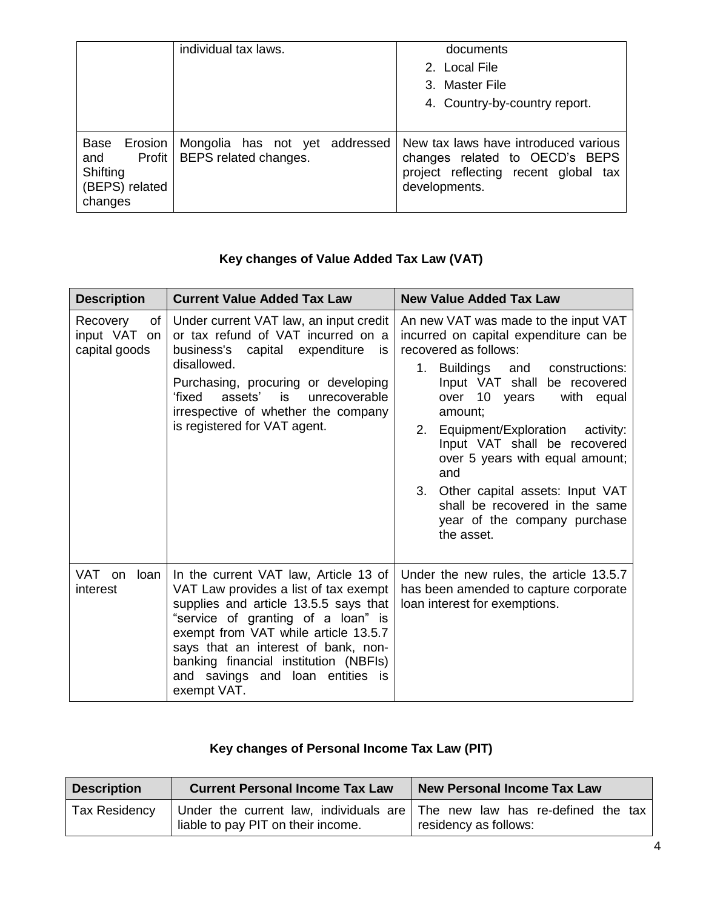| | individual tax laws. | documents<br>2. Local File<br>3. Master File<br>4. Country-by-country report. |
|---|---|---|
| Base Erosion and Profit Shifting (BEPS) related changes | Mongolia has not yet addressed BEPS related changes. | New tax laws have introduced various changes related to OECD's BEPS project reflecting recent global tax developments. |

**Key changes of Value Added Tax Law (VAT)**

| Description | Current Value Added Tax Law | New Value Added Tax Law |
|---|---|---|
| Recovery of input VAT on capital goods | Under current VAT law, an input credit or tax refund of VAT incurred on a business's capital expenditure is disallowed.<br>Purchasing, procuring or developing 'fixed assets' is unrecoverable irrespective of whether the company is registered for VAT agent. | An new VAT was made to the input VAT incurred on capital expenditure can be recovered as follows:<br>1. Buildings and constructions: Input VAT shall be recovered over 10 years with equal amount;<br>2. Equipment/Exploration activity: Input VAT shall be recovered over 5 years with equal amount; and<br>3. Other capital assets: Input VAT shall be recovered in the same year of the company purchase the asset. |
| VAT on loan interest | In the current VAT law, Article 13 of VAT Law provides a list of tax exempt supplies and article 13.5.5 says that "service of granting of a loan" is exempt from VAT while article 13.5.7 says that an interest of bank, non-banking financial institution (NBFIs) and savings and loan entities is exempt VAT. | Under the new rules, the article 13.5.7 has been amended to capture corporate loan interest for exemptions. |

**Key changes of Personal Income Tax Law (PIT)**

| Description | Current Personal Income Tax Law | New Personal Income Tax Law |
|---|---|---|
| Tax Residency | Under the current law, individuals are liable to pay PIT on their income. | The new law has re-defined the tax residency as follows: |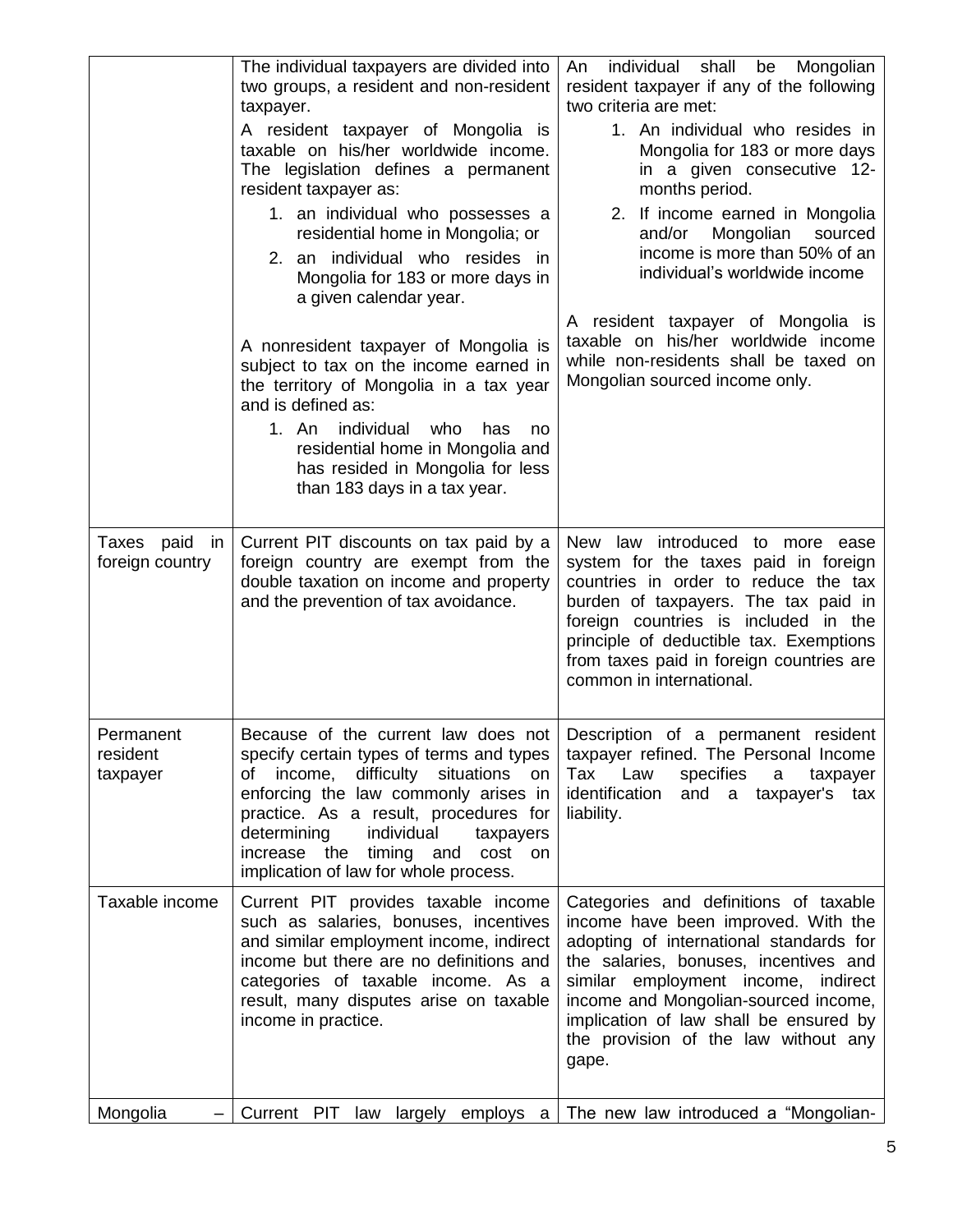| | | |
|---|---|---|
| | The individual taxpayers are divided into two groups, a resident and non-resident taxpayer.<br><br>A resident taxpayer of Mongolia is taxable on his/her worldwide income. The legislation defines a permanent resident taxpayer as:<br><br>1. an individual who possesses a residential home in Mongolia; or<br>2. an individual who resides in Mongolia for 183 or more days in a given calendar year.<br><br>A nonresident taxpayer of Mongolia is subject to tax on the income earned in the territory of Mongolia in a tax year and is defined as:<br><br>1. An individual who has no residential home in Mongolia and has resided in Mongolia for less than 183 days in a tax year. | An individual shall be Mongolian resident taxpayer if any of the following two criteria are met:<br><br>1. An individual who resides in Mongolia for 183 or more days in a given consecutive 12-months period.<br>2. If income earned in Mongolia and/or Mongolian sourced income is more than 50% of an individual's worldwide income<br><br>A resident taxpayer of Mongolia is taxable on his/her worldwide income while non-residents shall be taxed on Mongolian sourced income only. |
| Taxes paid in foreign country | Current PIT discounts on tax paid by a foreign country are exempt from the double taxation on income and property and the prevention of tax avoidance. | New law introduced to more ease system for the taxes paid in foreign countries in order to reduce the tax burden of taxpayers. The tax paid in foreign countries is included in the principle of deductible tax. Exemptions from taxes paid in foreign countries are common in international. |
| Permanent resident taxpayer | Because of the current law does not specify certain types of terms and types of income, difficulty situations on enforcing the law commonly arises in practice. As a result, procedures for determining individual taxpayers increase the timing and cost on implication of law for whole process. | Description of a permanent resident taxpayer refined. The Personal Income Tax Law specifies a taxpayer identification and a taxpayer's tax liability. |
| Taxable income | Current PIT provides taxable income such as salaries, bonuses, incentives and similar employment income, indirect income but there are no definitions and categories of taxable income. As a result, many disputes arise on taxable income in practice. | Categories and definitions of taxable income have been improved. With the adopting of international standards for the salaries, bonuses, incentives and similar employment income, indirect income and Mongolian-sourced income, implication of law shall be ensured by the provision of the law without any gape. |
| Mongolia – | Current PIT law largely employs a | The new law introduced a "Mongolian- |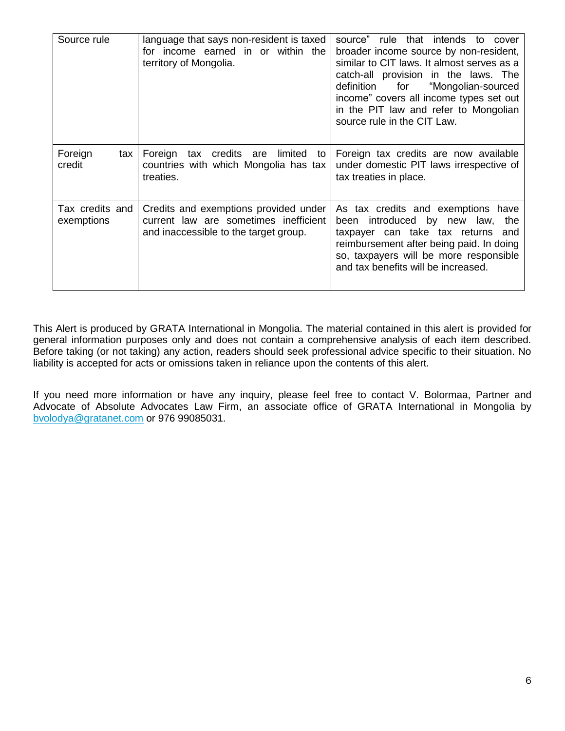| | | |
|---|---|---|
| Source rule | language that says non-resident is taxed for income earned in or within the territory of Mongolia. | source" rule that intends to cover broader income source by non-resident, similar to CIT laws. It almost serves as a catch-all provision in the laws. The definition for "Mongolian-sourced income" covers all income types set out in the PIT law and refer to Mongolian source rule in the CIT Law. |
| Foreign tax credit | Foreign tax credits are limited to countries with which Mongolia has tax treaties. | Foreign tax credits are now available under domestic PIT laws irrespective of tax treaties in place. |
| Tax credits and exemptions | Credits and exemptions provided under current law are sometimes inefficient and inaccessible to the target group. | As tax credits and exemptions have been introduced by new law, the taxpayer can take tax returns and reimbursement after being paid. In doing so, taxpayers will be more responsible and tax benefits will be increased. |

This Alert is produced by GRATA International in Mongolia. The material contained in this alert is provided for general information purposes only and does not contain a comprehensive analysis of each item described. Before taking (or not taking) any action, readers should seek professional advice specific to their situation. No liability is accepted for acts or omissions taken in reliance upon the contents of this alert.

If you need more information or have any inquiry, please feel free to contact V. Bolormaa, Partner and Advocate of Absolute Advocates Law Firm, an associate office of GRATA International in Mongolia by bvolodya@gratanet.com or 976 99085031.